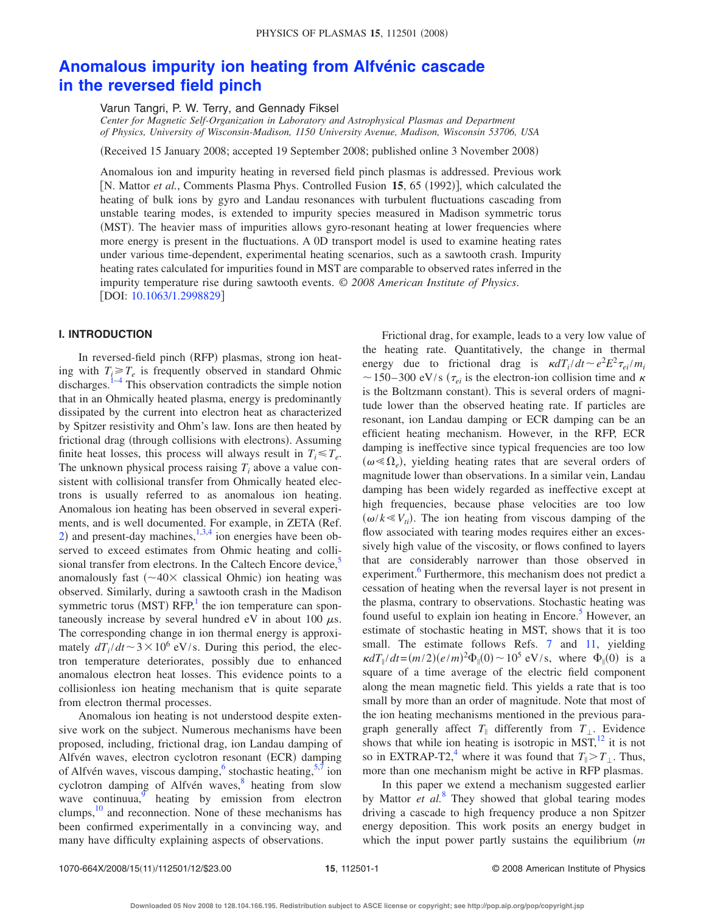# Anomalous impurity ion heating from Alfvénic cascade in the reversed field pinch

Varun Tangri, P. W. Terry, and Gennady Fiksel

*Center for Magnetic Self-Organization in Laboratory and Astrophysical Plasmas and Department of Physics, University of Wisconsin-Madison, 1150 University Avenue, Madison, Wisconsin 53706, USA*

(Received 15 January 2008; accepted 19 September 2008; published online 3 November 2008)

Anomalous ion and impurity heating in reversed field pinch plasmas is addressed. Previous work [N. Mattor *et al.*, Comments Plasma Phys. Controlled Fusion **15**, 65 (1992)], which calculated the heating of bulk ions by gyro and Landau resonances with turbulent fluctuations cascading from unstable tearing modes, is extended to impurity species measured in Madison symmetric torus (MST). The heavier mass of impurities allows gyro-resonant heating at lower frequencies where more energy is present in the fluctuations. A 0D transport model is used to examine heating rates under various time-dependent, experimental heating scenarios, such as a sawtooth crash. Impurity heating rates calculated for impurities found in MST are comparable to observed rates inferred in the impurity temperature rise during sawtooth events. © *2008 American Institute of Physics*. [DOI: 10.1063/1.2998829]

## I. INTRODUCTION

In reversed-field pinch (RFP) plasmas, strong ion heating with $T_i \geqslant T_e$ is frequently observed in standard Ohmic discharges.[1–4] This observation contradicts the simple notion that in an Ohmically heated plasma, energy is predominantly dissipated by the current into electron heat as characterized by Spitzer resistivity and Ohm's law. Ions are then heated by frictional drag (through collisions with electrons). Assuming finite heat losses, this process will always result in $T_i \leqslant T_e$. The unknown physical process raising $T_i$ above a value consistent with collisional transfer from Ohmically heated electrons is usually referred to as anomalous ion heating. Anomalous ion heating has been observed in several experiments, and is well documented. For example, in ZETA (Ref. 2) and present-day machines,[1,3,4] ion energies have been observed to exceed estimates from Ohmic heating and collisional transfer from electrons. In the Caltech Encore device,[5] anomalously fast ($\sim 40\times$ classical Ohmic) ion heating was observed. Similarly, during a sawtooth crash in the Madison symmetric torus (MST) RFP,[1] the ion temperature can spontaneously increase by several hundred eV in about 100 $\mu$s. The corresponding change in ion thermal energy is approximately $dT_i/dt \sim 3\times 10^6$ eV/s. During this period, the electron temperature deteriorates, possibly due to enhanced anomalous electron heat losses. This evidence points to a collisionless ion heating mechanism that is quite separate from electron thermal processes.

Anomalous ion heating is not understood despite extensive work on the subject. Numerous mechanisms have been proposed, including, frictional drag, ion Landau damping of Alfvén waves, electron cyclotron resonant (ECR) damping of Alfvén waves, viscous damping,[6] stochastic heating,[5,7] ion cyclotron damping of Alfvén waves,[8] heating from slow wave continuua,[9] heating by emission from electron clumps,[10] and reconnection. None of these mechanisms has been confirmed experimentally in a convincing way, and many have difficulty explaining aspects of observations.

Frictional drag, for example, leads to a very low value of the heating rate. Quantitatively, the change in thermal energy due to frictional drag is $\kappa dT_i/dt \sim e^2E^2\tau_{ei}/m_i \sim 150$–$300$ eV/s ($\tau_{ei}$ is the electron-ion collision time and $\kappa$ is the Boltzmann constant). This is several orders of magnitude lower than the observed heating rate. If particles are resonant, ion Landau damping or ECR damping can be an efficient heating mechanism. However, in the RFP, ECR damping is ineffective since typical frequencies are too low ($\omega \ll \Omega_e$), yielding heating rates that are several orders of magnitude lower than observations. In a similar vein, Landau damping has been widely regarded as ineffective except at high frequencies, because phase velocities are too low ($\omega/k \ll V_{ti}$). The ion heating from viscous damping of the flow associated with tearing modes requires either an excessively high value of the viscosity, or flows confined to layers that are considerably narrower than those observed in experiment.[6] Furthermore, this mechanism does not predict a cessation of heating when the reversal layer is not present in the plasma, contrary to observations. Stochastic heating was found useful to explain ion heating in Encore.[5] However, an estimate of stochastic heating in MST, shows that it is too small. The estimate follows Refs. 7 and 11, yielding $\kappa dT_{\parallel}/dt = (m/2)(e/m)^2\Phi_{\parallel}(0) \sim 10^5$ eV/s, where $\Phi_{\parallel}(0)$ is a square of a time average of the electric field component along the mean magnetic field. This yields a rate that is too small by more than an order of magnitude. Note that most of the ion heating mechanisms mentioned in the previous paragraph generally affect $T_{\parallel}$ differently from $T_{\perp}$. Evidence shows that while ion heating is isotropic in MST,[12] it is not so in EXTRAP-T2,[4] where it was found that $T_{\parallel} > T_{\perp}$. Thus, more than one mechanism might be active in RFP plasmas.

In this paper we extend a mechanism suggested earlier by Mattor *et al.*[8] They showed that global tearing modes driving a cascade to high frequency produce a non Spitzer energy deposition. This work posits an energy budget in which the input power partly sustains the equilibrium ($m$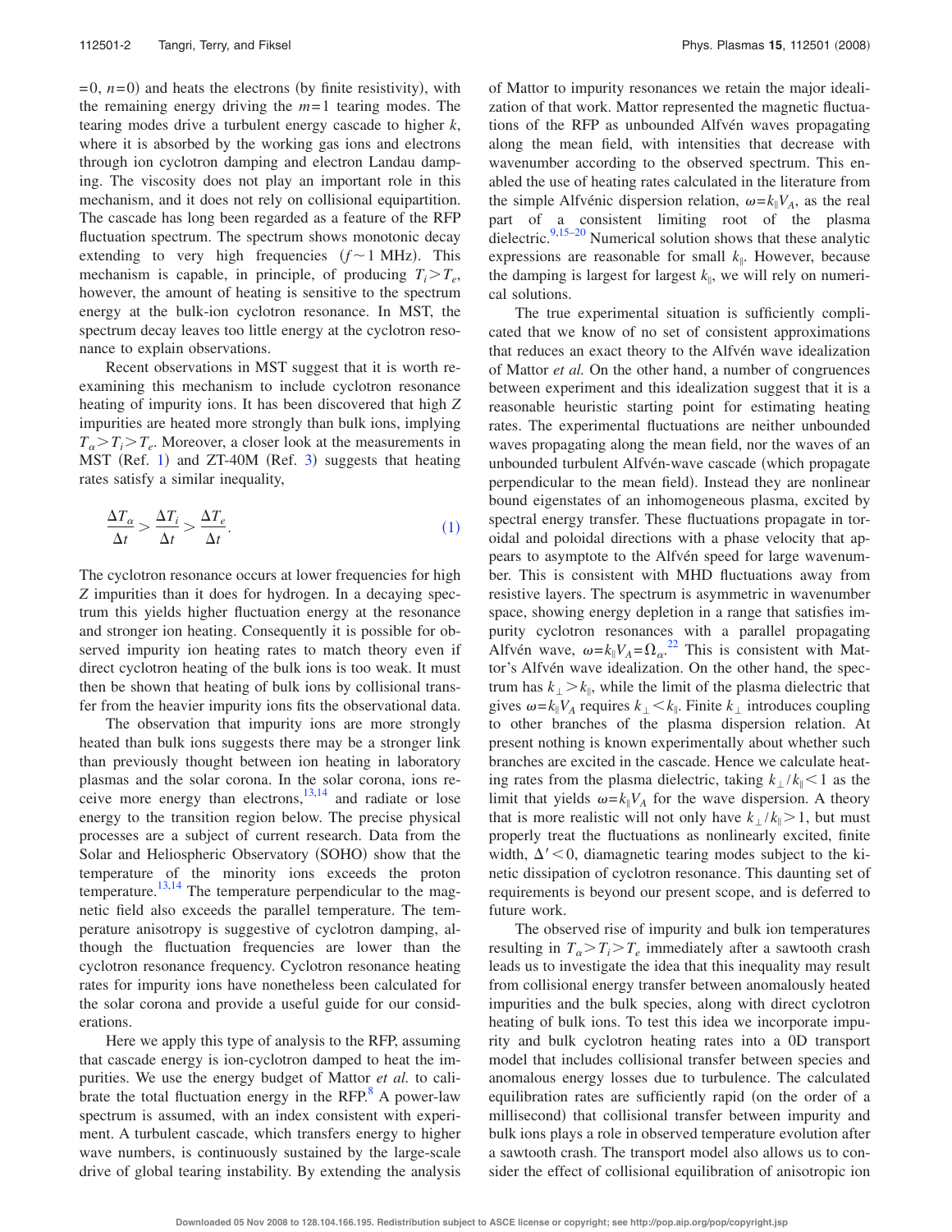=0, $n$=0) and heats the electrons (by finite resistivity), with the remaining energy driving the $m$=1 tearing modes. The tearing modes drive a turbulent energy cascade to higher $k$, where it is absorbed by the working gas ions and electrons through ion cyclotron damping and electron Landau damping. The viscosity does not play an important role in this mechanism, and it does not rely on collisional equipartition. The cascade has long been regarded as a feature of the RFP fluctuation spectrum. The spectrum shows monotonic decay extending to very high frequencies ($f \sim 1$ MHz). This mechanism is capable, in principle, of producing $T_i > T_e$, however, the amount of heating is sensitive to the spectrum energy at the bulk-ion cyclotron resonance. In MST, the spectrum decay leaves too little energy at the cyclotron resonance to explain observations.

Recent observations in MST suggest that it is worth reexamining this mechanism to include cyclotron resonance heating of impurity ions. It has been discovered that high $Z$ impurities are heated more strongly than bulk ions, implying $T_\alpha > T_i > T_e$. Moreover, a closer look at the measurements in MST (Ref. 1) and ZT-40M (Ref. 3) suggests that heating rates satisfy a similar inequality,

$$\frac{\Delta T_\alpha}{\Delta t} > \frac{\Delta T_i}{\Delta t} > \frac{\Delta T_e}{\Delta t}. \qquad (1)$$

The cyclotron resonance occurs at lower frequencies for high $Z$ impurities than it does for hydrogen. In a decaying spectrum this yields higher fluctuation energy at the resonance and stronger ion heating. Consequently it is possible for observed impurity ion heating rates to match theory even if direct cyclotron heating of the bulk ions is too weak. It must then be shown that heating of bulk ions by collisional transfer from the heavier impurity ions fits the observational data.

The observation that impurity ions are more strongly heated than bulk ions suggests there may be a stronger link than previously thought between ion heating in laboratory plasmas and the solar corona. In the solar corona, ions receive more energy than electrons,[13,14] and radiate or lose energy to the transition region below. The precise physical processes are a subject of current research. Data from the Solar and Heliospheric Observatory (SOHO) show that the temperature of the minority ions exceeds the proton temperature.[13,14] The temperature perpendicular to the magnetic field also exceeds the parallel temperature. The temperature anisotropy is suggestive of cyclotron damping, although the fluctuation frequencies are lower than the cyclotron resonance frequency. Cyclotron resonance heating rates for impurity ions have nonetheless been calculated for the solar corona and provide a useful guide for our considerations.

Here we apply this type of analysis to the RFP, assuming that cascade energy is ion-cyclotron damped to heat the impurities. We use the energy budget of Mattor *et al.* to calibrate the total fluctuation energy in the RFP.[8] A power-law spectrum is assumed, with an index consistent with experiment. A turbulent cascade, which transfers energy to higher wave numbers, is continuously sustained by the large-scale drive of global tearing instability. By extending the analysis of Mattor to impurity resonances we retain the major idealization of that work. Mattor represented the magnetic fluctuations of the RFP as unbounded Alfvén waves propagating along the mean field, with intensities that decrease with wavenumber according to the observed spectrum. This enabled the use of heating rates calculated in the literature from the simple Alfvénic dispersion relation, $\omega = k_\parallel V_A$, as the real part of a consistent limiting root of the plasma dielectric.[9,15–20] Numerical solution shows that these analytic expressions are reasonable for small $k_\parallel$. However, because the damping is largest for largest $k_\parallel$, we will rely on numerical solutions.

The true experimental situation is sufficiently complicated that we know of no set of consistent approximations that reduces an exact theory to the Alfvén wave idealization of Mattor *et al.* On the other hand, a number of congruences between experiment and this idealization suggest that it is a reasonable heuristic starting point for estimating heating rates. The experimental fluctuations are neither unbounded waves propagating along the mean field, nor the waves of an unbounded turbulent Alfvén-wave cascade (which propagate perpendicular to the mean field). Instead they are nonlinear bound eigenstates of an inhomogeneous plasma, excited by spectral energy transfer. These fluctuations propagate in toroidal and poloidal directions with a phase velocity that appears to asymptote to the Alfvén speed for large wavenumber. This is consistent with MHD fluctuations away from resistive layers. The spectrum is asymmetric in wavenumber space, showing energy depletion in a range that satisfies impurity cyclotron resonances with a parallel propagating Alfvén wave, $\omega = k_\parallel V_A = \Omega_\alpha$.[22] This is consistent with Mattor's Alfvén wave idealization. On the other hand, the spectrum has $k_\perp > k_\parallel$, while the limit of the plasma dielectric that gives $\omega = k_\parallel V_A$ requires $k_\perp < k_\parallel$. Finite $k_\perp$ introduces coupling to other branches of the plasma dispersion relation. At present nothing is known experimentally about whether such branches are excited in the cascade. Hence we calculate heating rates from the plasma dielectric, taking $k_\perp / k_\parallel < 1$ as the limit that yields $\omega = k_\parallel V_A$ for the wave dispersion. A theory that is more realistic will not only have $k_\perp / k_\parallel > 1$, but must properly treat the fluctuations as nonlinearly excited, finite width, $\Delta' < 0$, diamagnetic tearing modes subject to the kinetic dissipation of cyclotron resonance. This daunting set of requirements is beyond our present scope, and is deferred to future work.

The observed rise of impurity and bulk ion temperatures resulting in $T_\alpha > T_i > T_e$ immediately after a sawtooth crash leads us to investigate the idea that this inequality may result from collisional energy transfer between anomalously heated impurities and the bulk species, along with direct cyclotron heating of bulk ions. To test this idea we incorporate impurity and bulk cyclotron heating rates into a 0D transport model that includes collisional transfer between species and anomalous energy losses due to turbulence. The calculated equilibration rates are sufficiently rapid (on the order of a millisecond) that collisional transfer between impurity and bulk ions plays a role in observed temperature evolution after a sawtooth crash. The transport model also allows us to consider the effect of collisional equilibration of anisotropic ion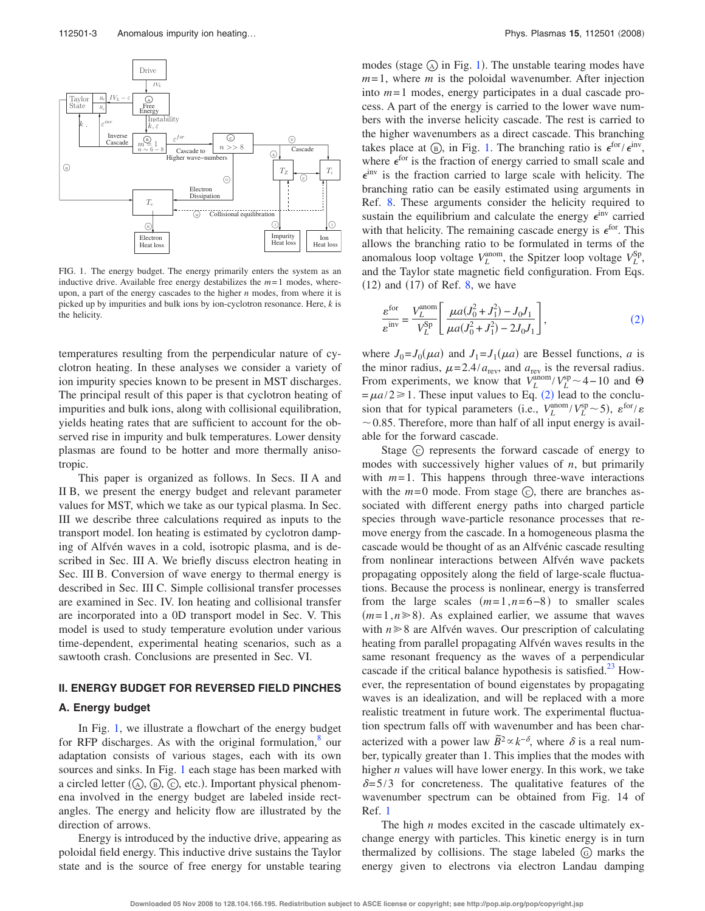FIG. 1. The energy budget. The energy primarily enters the system as an inductive drive. Available free energy destabilizes the $m=1$ modes, whereupon, a part of the energy cascades to the higher $n$ modes, from where it is picked up by impurities and bulk ions by ion-cyclotron resonance. Here, $k$ is the helicity.

temperatures resulting from the perpendicular nature of cyclotron heating. In these analyses we consider a variety of ion impurity species known to be present in MST discharges. The principal result of this paper is that cyclotron heating of impurities and bulk ions, along with collisional equilibration, yields heating rates that are sufficient to account for the observed rise in impurity and bulk temperatures. Lower density plasmas are found to be hotter and more thermally anisotropic.

This paper is organized as follows. In Secs. II A and II B, we present the energy budget and relevant parameter values for MST, which we take as our typical plasma. In Sec. III we describe three calculations required as inputs to the transport model. Ion heating is estimated by cyclotron damping of Alfvén waves in a cold, isotropic plasma, and is described in Sec. III A. We briefly discuss electron heating in Sec. III B. Conversion of wave energy to thermal energy is described in Sec. III C. Simple collisional transfer processes are examined in Sec. IV. Ion heating and collisional transfer are incorporated into a 0D transport model in Sec. V. This model is used to study temperature evolution under various time-dependent, experimental heating scenarios, such as a sawtooth crash. Conclusions are presented in Sec. VI.

## II. ENERGY BUDGET FOR REVERSED FIELD PINCHES

### A. Energy budget

In Fig. 1, we illustrate a flowchart of the energy budget for RFP discharges. As with the original formulation,[8] our adaptation consists of various stages, each with its own sources and sinks. In Fig. 1 each stage has been marked with a circled letter (Ⓐ, Ⓑ, Ⓒ, etc.). Important physical phenomena involved in the energy budget are labeled inside rectangles. The energy and helicity flow are illustrated by the direction of arrows.

Energy is introduced by the inductive drive, appearing as poloidal field energy. This inductive drive sustains the Taylor state and is the source of free energy for unstable tearing modes (stage Ⓐ in Fig. 1). The unstable tearing modes have $m=1$, where $m$ is the poloidal wavenumber. After injection into $m=1$ modes, energy participates in a dual cascade process. A part of the energy is carried to the lower wave numbers with the inverse helicity cascade. The rest is carried to the higher wavenumbers as a direct cascade. This branching takes place at Ⓑ, in Fig. 1. The branching ratio is $\epsilon^{\rm for}/\epsilon^{\rm inv}$, where $\epsilon^{\rm for}$ is the fraction of energy carried to small scale and $\epsilon^{\rm inv}$ is the fraction carried to large scale with helicity. The branching ratio can be easily estimated using arguments in Ref. 8. These arguments consider the helicity required to sustain the equilibrium and calculate the energy $\epsilon^{\rm inv}$ carried with that helicity. The remaining cascade energy is $\epsilon^{\rm for}$. This allows the branching ratio to be formulated in terms of the anomalous loop voltage $V_L^{\rm anom}$, the Spitzer loop voltage $V_L^{\rm Sp}$, and the Taylor state magnetic field configuration. From Eqs. (12) and (17) of Ref. 8, we have

$$\frac{\varepsilon^{\rm for}}{\varepsilon^{\rm inv}} = \frac{V_L^{\rm anom}}{V_L^{\rm Sp}}\left[\frac{\mu a(J_0^2+J_1^2)-J_0J_1}{\mu a(J_0^2+J_1^2)-2J_0J_1}\right], \tag{2}$$

where $J_0=J_0(\mu a)$ and $J_1=J_1(\mu a)$ are Bessel functions, $a$ is the minor radius, $\mu=2.4/a_{\rm rev}$, and $a_{\rm rev}$ is the reversal radius. From experiments, we know that $V_L^{\rm anom}/V_L^{\rm sp}\sim 4-10$ and $\Theta = \mu a/2 \geq 1$. These input values to Eq. (2) lead to the conclusion that for typical parameters (i.e., $V_L^{\rm anom}/V_L^{\rm sp}\sim 5$), $\varepsilon^{\rm for}/\varepsilon \sim 0.85$. Therefore, more than half of all input energy is available for the forward cascade.

Stage Ⓒ represents the forward cascade of energy to modes with successively higher values of $n$, but primarily with $m=1$. This happens through three-wave interactions with the $m=0$ mode. From stage Ⓒ, there are branches associated with different energy paths into charged particle species through wave-particle resonance processes that remove energy from the cascade. In a homogeneous plasma the cascade would be thought of as an Alfvénic cascade resulting from nonlinear interactions between Alfvén wave packets propagating oppositely along the field of large-scale fluctuations. Because the process is nonlinear, energy is transferred from the large scales $(m=1,n=6-8)$ to smaller scales $(m=1,n\gg 8)$. As explained earlier, we assume that waves with $n\gg 8$ are Alfvén waves. Our prescription of calculating heating from parallel propagating Alfvén waves results in the same resonant frequency as the waves of a perpendicular cascade if the critical balance hypothesis is satisfied.[23] However, the representation of bound eigenstates by propagating waves is an idealization, and will be replaced with a more realistic treatment in future work. The experimental fluctuation spectrum falls off with wavenumber and has been characterized with a power law $\tilde{B}^2\propto k^{-\delta}$, where $\delta$ is a real number, typically greater than 1. This implies that the modes with higher $n$ values will have lower energy. In this work, we take $\delta=5/3$ for concreteness. The qualitative features of the wavenumber spectrum can be obtained from Fig. 14 of Ref. 1

The high $n$ modes excited in the cascade ultimately exchange energy with particles. This kinetic energy is in turn thermalized by collisions. The stage labeled Ⓖ marks the energy given to electrons via electron Landau damping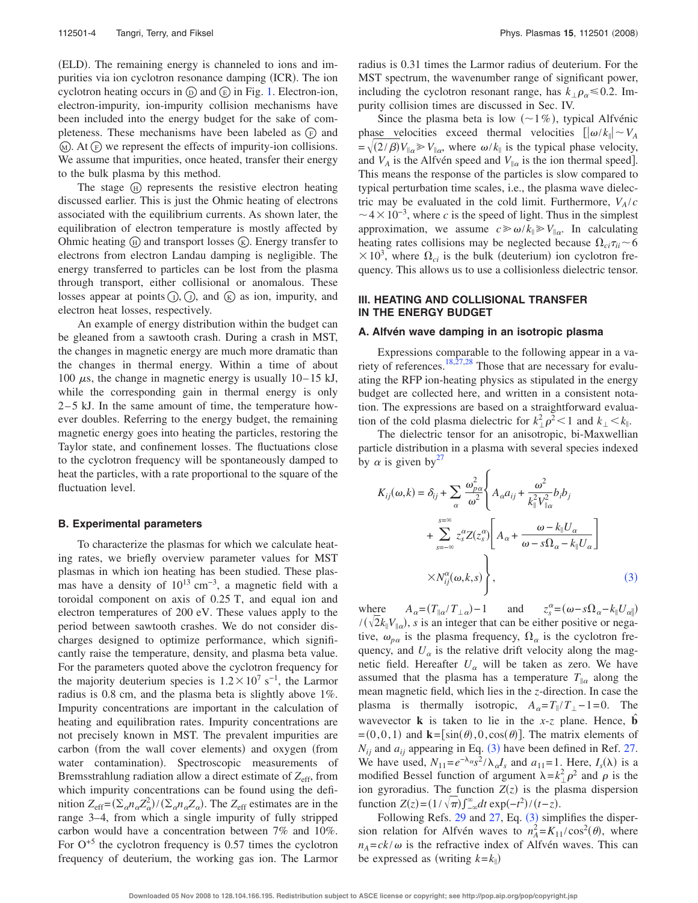(ELD). The remaining energy is channeled to ions and impurities via ion cyclotron resonance damping (ICR). The ion cyclotron heating occurs in Ⓓ and Ⓔ in Fig. 1. Electron-ion, electron-impurity, ion-impurity collision mechanisms have been included into the energy budget for the sake of completeness. These mechanisms have been labeled as Ⓕ and Ⓜ. At Ⓕ we represent the effects of impurity-ion collisions. We assume that impurities, once heated, transfer their energy to the bulk plasma by this method.

The stage Ⓗ represents the resistive electron heating discussed earlier. This is just the Ohmic heating of electrons associated with the equilibrium currents. As shown later, the equilibration of electron temperature is mostly affected by Ohmic heating Ⓗ and transport losses Ⓚ. Energy transfer to electrons from electron Landau damping is negligible. The energy transferred to particles can be lost from the plasma through transport, either collisional or anomalous. These losses appear at points Ⓘ, Ⓙ, and Ⓚ as ion, impurity, and electron heat losses, respectively.

An example of energy distribution within the budget can be gleaned from a sawtooth crash. During a crash in MST, the changes in magnetic energy are much more dramatic than the changes in thermal energy. Within a time of about 100 $\mu$s, the change in magnetic energy is usually 10–15 kJ, while the corresponding gain in thermal energy is only 2–5 kJ. In the same amount of time, the temperature however doubles. Referring to the energy budget, the remaining magnetic energy goes into heating the particles, restoring the Taylor state, and confinement losses. The fluctuations close to the cyclotron frequency will be spontaneously damped to heat the particles, with a rate proportional to the square of the fluctuation level.

### B. Experimental parameters

To characterize the plasmas for which we calculate heating rates, we briefly overview parameter values for MST plasmas in which ion heating has been studied. These plasmas have a density of $10^{13}$ cm$^{-3}$, a magnetic field with a toroidal component on axis of 0.25 T, and equal ion and electron temperatures of 200 eV. These values apply to the period between sawtooth crashes. We do not consider discharges designed to optimize performance, which significantly raise the temperature, density, and plasma beta value. For the parameters quoted above the cyclotron frequency for the majority deuterium species is $1.2\times10^{7}$ s$^{-1}$, the Larmor radius is 0.8 cm, and the plasma beta is slightly above 1%. Impurity concentrations are important in the calculation of heating and equilibration rates. Impurity concentrations are not precisely known in MST. The prevalent impurities are carbon (from the wall cover elements) and oxygen (from water contamination). Spectroscopic measurements of Bremsstrahlung radiation allow a direct estimate of $Z_{\text{eff}}$, from which impurity concentrations can be found using the definition $Z_{\text{eff}}=(\sum_\alpha n_\alpha Z_\alpha^2)/(\sum_\alpha n_\alpha Z_\alpha)$. The $Z_{\text{eff}}$ estimates are in the range 3–4, from which a single impurity of fully stripped carbon would have a concentration between 7% and 10%. For $O^{+5}$ the cyclotron frequency is 0.57 times the cyclotron frequency of deuterium, the working gas ion. The Larmor radius is 0.31 times the Larmor radius of deuterium. For the MST spectrum, the wavenumber range of significant power, including the cyclotron resonant range, has $k_\perp\rho_\alpha\leqslant 0.2$. Impurity collision times are discussed in Sec. IV.

Since the plasma beta is low ($\sim$1%), typical Alfvénic phase velocities exceed thermal velocities $[|\omega/k_\parallel|\sim V_A=\sqrt{(2/\beta)}V_{\parallel\alpha}\gg V_{\parallel\alpha}$, where $\omega/k_\parallel$ is the typical phase velocity, and $V_A$ is the Alfvén speed and $V_{\parallel\alpha}$ is the ion thermal speed]. This means the response of the particles is slow compared to typical perturbation time scales, i.e., the plasma wave dielectric may be evaluated in the cold limit. Furthermore, $V_A/c\sim 4\times10^{-3}$, where $c$ is the speed of light. Thus in the simplest approximation, we assume $c\gg\omega/k_\parallel\gg V_{\parallel\alpha}$. In calculating heating rates collisions may be neglected because $\Omega_{ci}\tau_{ii}\sim 6\times10^{3}$, where $\Omega_{ci}$ is the bulk (deuterium) ion cyclotron frequency. This allows us to use a collisionless dielectric tensor.

## III. HEATING AND COLLISIONAL TRANSFER IN THE ENERGY BUDGET

### A. Alfvén wave damping in an isotropic plasma

Expressions comparable to the following appear in a variety of references.[18,27,28] Those that are necessary for evaluating the RFP ion-heating physics as stipulated in the energy budget are collected here, and written in a consistent notation. The expressions are based on a straightforward evaluation of the cold plasma dielectric for $k_\perp^2\rho^2<1$ and $k_\perp<k_\parallel$.

The dielectric tensor for an anisotropic, bi-Maxwellian particle distribution in a plasma with several species indexed by $\alpha$ is given by[27]

$$K_{ij}(\omega,k)=\delta_{ij}+\sum_\alpha\frac{\omega_{p\alpha}^2}{\omega^2}\Bigg\{A_\alpha a_{ij}+\frac{\omega^2}{k_\parallel^2V_{\parallel\alpha}^2}b_ib_j+\sum_{s=-\infty}^{s=\infty}z_s^\alpha Z(z_s^\alpha)\left[A_\alpha+\frac{\omega-k_\parallel U_\alpha}{\omega-s\Omega_\alpha-k_\parallel U_\alpha}\right]\times N_{ij}^\alpha(\omega,k,s)\Bigg\},\tag{3}$$

where $A_\alpha=(T_{\parallel\alpha}/T_{\perp\alpha})-1$ and $z_s^\alpha=(\omega-s\Omega_\alpha-k_\parallel U_{\alpha\parallel})/(\sqrt{2}k_\parallel V_{\parallel\alpha})$, $s$ is an integer that can be either positive or negative, $\omega_{p\alpha}$ is the plasma frequency, $\Omega_\alpha$ is the cyclotron frequency, and $U_\alpha$ is the relative drift velocity along the magnetic field. Hereafter $U_\alpha$ will be taken as zero. We have assumed that the plasma has a temperature $T_{\parallel\alpha}$ along the mean magnetic field, which lies in the $z$-direction. In case the plasma is thermally isotropic, $A_\alpha=T_\parallel/T_\perp-1=0$. The wavevector $\mathbf{k}$ is taken to lie in the $x$-$z$ plane. Hence, $\hat{\mathbf{b}}=(0,0,1)$ and $\mathbf{k}=[\sin(\theta),0,\cos(\theta)]$. The matrix elements of $N_{ij}$ and $a_{ij}$ appearing in Eq. (3) have been defined in Ref. 27. We have used, $N_{11}=e^{-\lambda_\alpha}s^2/\lambda_\alpha I_s$ and $a_{11}=1$. Here, $I_s(\lambda)$ is a modified Bessel function of argument $\lambda=k_\perp^2\rho^2$ and $\rho$ is the ion gyroradius. The function $Z(z)$ is the plasma dispersion function $Z(z)=(1/\sqrt{\pi})\int_{-\infty}^{\infty}dt\exp(-t^2)/(t-z)$.

Following Refs. 29 and 27, Eq. (3) simplifies the dispersion relation for Alfvén waves to $n_A^2=K_{11}/\cos^2(\theta)$, where $n_A=ck/\omega$ is the refractive index of Alfvén waves. This can be expressed as (writing $k=k_\parallel$)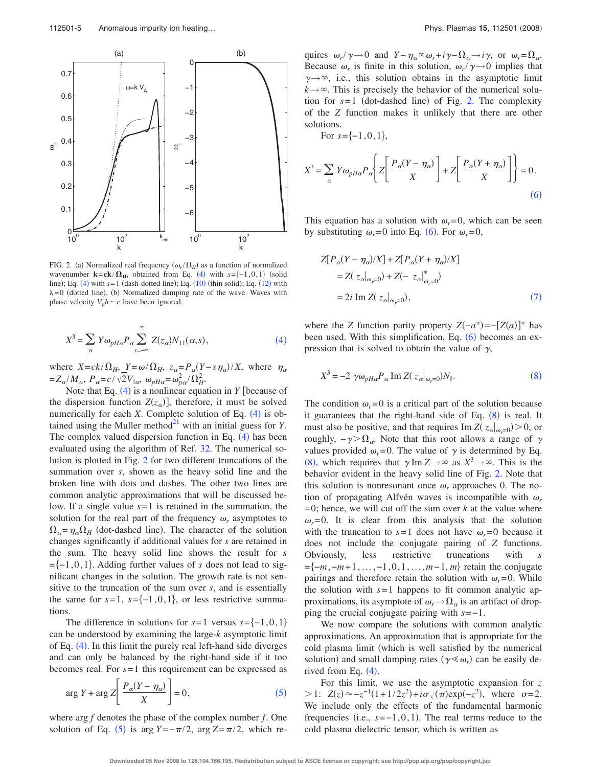FIG. 2. (a) Normalized real frequency ($\omega_r/\Omega_H$) as a function of normalized wavenumber $\mathbf{k}=\mathbf{ck}/\mathbf{\Omega_H}$, obtained from Eq. (4) with $s=\{-1,0,1\}$ (solid line); Eq. (4) with $s=1$ (dash-dotted line); Eq. (10) (thin solid); Eq. (12) with $\lambda=0$ (dotted line). (b) Normalized damping rate of the wave. Waves with phase velocity $V_ph \sim c$ have been ignored.

$$X^3 = \sum_\alpha Y\omega_{pH\alpha}P_\alpha \sum_{s=-\infty}^{\infty} Z(z_\alpha)N_{11}(\alpha,s), \tag{4}$$

where $X=ck/\Omega_H$, $Y=\omega/\Omega_H$, $z_\alpha=P_\alpha(Y-s\eta_\alpha)/X$, where $\eta_\alpha=Z_\alpha/M_\alpha$, $P_\alpha=c/\sqrt{2}V_{\|\alpha}$, $\omega_{pH\alpha}=\omega_{p\alpha}^2/\Omega_H^2$.

Note that Eq. (4) is a nonlinear equation in $Y$ [because of the dispersion function $Z(z_\alpha)$], therefore, it must be solved numerically for each $X$. Complete solution of Eq. (4) is obtained using the Muller method[21] with an initial guess for $Y$. The complex valued dispersion function in Eq. (4) has been evaluated using the algorithm of Ref. 32. The numerical solution is plotted in Fig. 2 for two different truncations of the summation over $s$, shown as the heavy solid line and the broken line with dots and dashes. The other two lines are common analytic approximations that will be discussed below. If a single value $s=1$ is retained in the summation, the solution for the real part of the frequency $\omega_r$ asymptotes to $\Omega_\alpha=\eta_\alpha\Omega_H$ (dot-dashed line). The character of the solution changes significantly if additional values for $s$ are retained in the sum. The heavy solid line shows the result for $s=\{-1,0,1\}$. Adding further values of $s$ does not lead to significant changes in the solution. The growth rate is not sensitive to the truncation of the sum over $s$, and is essentially the same for $s=1$, $s=\{-1,0,1\}$, or less restrictive summations.

The difference in solutions for $s=1$ versus $s=\{-1,0,1\}$ can be understood by examining the large-$k$ asymptotic limit of Eq. (4). In this limit the purely real left-hand side diverges and can only be balanced by the right-hand side if it too becomes real. For $s=1$ this requirement can be expressed as

$$\arg Y + \arg Z\left[\frac{P_\alpha(Y-\eta_\alpha)}{X}\right]=0, \tag{5}$$

where $\arg f$ denotes the phase of the complex number $f$. One solution of Eq. (5) is $\arg Y=-\pi/2$, $\arg Z=\pi/2$, which requires $\omega_r/\gamma\to 0$ and $Y-\eta_\alpha \propto \omega_r+i\gamma-\Omega_\alpha \to i\gamma$, or $\omega_r=\Omega_\alpha$. Because $\omega_r$ is finite in this solution, $\omega_r/\gamma\to 0$ implies that $\gamma\to\infty$, i.e., this solution obtains in the asymptotic limit $k\to\infty$. This is precisely the behavior of the numerical solution for $s=1$ (dot-dashed line) of Fig. 2. The complexity of the $Z$ function makes it unlikely that there are other solutions.

For $s=\{-1,0,1\}$,

$$X^3 = \sum_\alpha Y\omega_{pH\alpha}P_\alpha\left\{Z\left[\frac{P_\alpha(Y-\eta_\alpha)}{X}\right]+Z\left[\frac{P_\alpha(Y+\eta_\alpha)}{X}\right]\right\}=0. \tag{6}$$

This equation has a solution with $\omega_r=0$, which can be seen by substituting $\omega_r=0$ into Eq. (6). For $\omega_r=0$,

$$\begin{aligned}
&Z[P_\alpha(Y-\eta_\alpha)/X]+Z[P_\alpha(Y+\eta_\alpha)/X]\\
&\quad = Z(z_\alpha|_{\omega_r=0})+Z(-z_\alpha|^*_{\omega_r=0})\\
&\quad = 2i\,\mathrm{Im}\,Z(z_\alpha|_{\omega_r=0}),
\end{aligned} \tag{7}$$

where the $Z$ function parity property $Z(-a^*)=-[Z(a)]^*$ has been used. With this simplification, Eq. (6) becomes an expression that is solved to obtain the value of $\gamma$,

$$X^3 = -2\,\gamma\omega_{pH\alpha}P_\alpha\,\mathrm{Im}\,Z(z_\alpha|_{\omega_r=0})N_{\|}. \tag{8}$$

The condition $\omega_r=0$ is a critical part of the solution because it guarantees that the right-hand side of Eq. (8) is real. It must also be positive, and that requires $\mathrm{Im}\,Z(z_\alpha|_{\omega_r=0})>0$, or roughly, $-\gamma>\Omega_\alpha$. Note that this root allows a range of $\gamma$ values provided $\omega_r=0$. The value of $\gamma$ is determined by Eq. (8), which requires that $\gamma\,\mathrm{Im}\,Z\to\infty$ as $X^3\to\infty$. This is the behavior evident in the heavy solid line of Fig. 2. Note that this solution is nonresonant once $\omega_r$ approaches 0. The notion of propagating Alfvén waves is incompatible with $\omega_r=0$; hence, we will cut off the sum over $k$ at the value where $\omega_r=0$. It is clear from this analysis that the solution with the truncation to $s=1$ does not have $\omega_r=0$ because it does not include the conjugate pairing of $Z$ functions. Obviously, less restrictive truncations with $s=\{-m,-m+1,\ldots,-1,0,1,\ldots,m-1,m\}$ retain the conjugate pairings and therefore retain the solution with $\omega_r=0$. While the solution with $s=1$ happens to fit common analytic approximations, its asymptote of $\omega_r\to\Omega_\alpha$ is an artifact of dropping the crucial conjugate pairing with $s=-1$.

We now compare the solutions with common analytic approximations. An approximation that is appropriate for the cold plasma limit (which is well satisfied by the numerical solution) and small damping rates ($\gamma\ll\omega_r$) can be easily derived from Eq. (4).

For this limit, we use the asymptotic expansion for $z>1$: $Z(z)\approx -z^{-1}(1+1/2z^2)+i\sigma\sqrt{(\pi)}\exp(-z^2)$, where $\sigma=2$. We include only the effects of the fundamental harmonic frequencies (i.e., $s=-1,0,1$). The real terms reduce to the cold plasma dielectric tensor, which is written as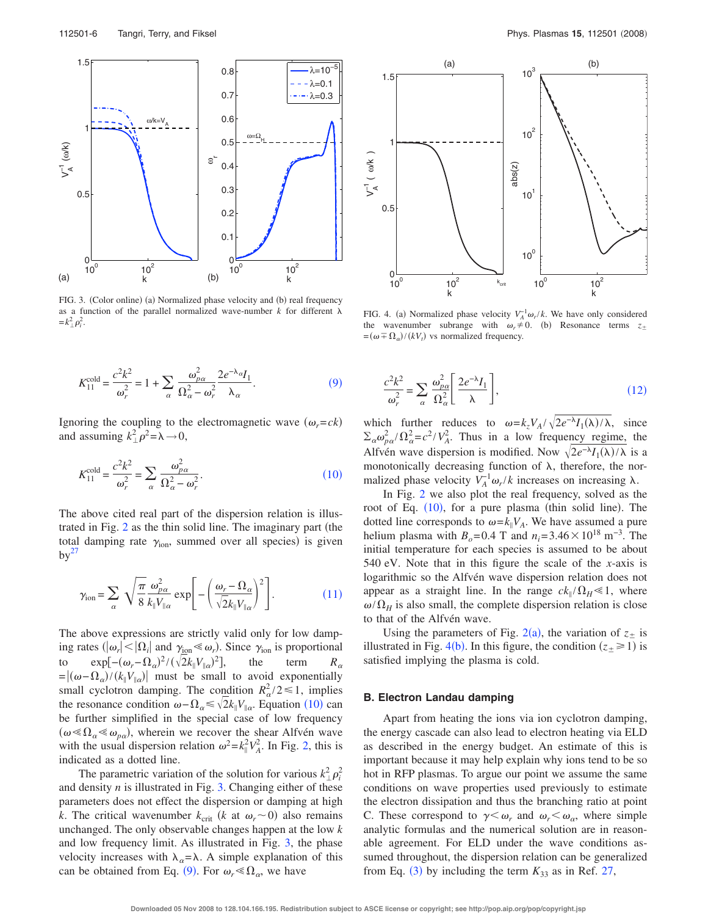FIG. 3. (Color online) (a) Normalized phase velocity and (b) real frequency as a function of the parallel normalized wave-number $k$ for different $\lambda = k_\perp^2 \rho_i^2$.

FIG. 4. (a) Normalized phase velocity $V_A^{-1}\omega_r/k$. We have only considered the wavenumber subrange with $\omega_r \neq 0$. (b) Resonance terms $z_\pm = (\omega \mp \Omega_\alpha)/(kV_t)$ vs normalized frequency.

$$K_{11}^{\text{cold}} = \frac{c^2k^2}{\omega_r^2} = 1 + \sum_\alpha \frac{\omega_{p\alpha}^2}{\Omega_\alpha^2 - \omega_r^2} \frac{2e^{-\lambda_\alpha} I_1}{\lambda_\alpha}. \tag{9}$$

Ignoring the coupling to the electromagnetic wave ($\omega_r = ck$) and assuming $k_\perp^2 \rho^2 = \lambda \to 0$,

$$K_{11}^{\text{cold}} = \frac{c^2k^2}{\omega_r^2} = \sum_\alpha \frac{\omega_{p\alpha}^2}{\Omega_\alpha^2 - \omega_r^2}. \tag{10}$$

The above cited real part of the dispersion relation is illustrated in Fig. 2 as the thin solid line. The imaginary part (the total damping rate $\gamma_{\text{ion}}$, summed over all species) is given by[27]

$$\gamma_{\text{ion}} = \sum_\alpha \sqrt{\frac{\pi}{8}} \frac{\omega_{p\alpha}^2}{k_\parallel V_{\parallel\alpha}} \exp\left[ -\left( \frac{\omega_r - \Omega_\alpha}{\sqrt{2}k_\parallel V_{\parallel\alpha}} \right)^2 \right]. \tag{11}$$

The above expressions are strictly valid only for low damping rates ($|\omega_r| < |\Omega_i|$ and $\gamma_{\text{ion}} \ll \omega_r$). Since $\gamma_{\text{ion}}$ is proportional to $\exp[-(\omega_r - \Omega_\alpha)^2/(\sqrt{2}k_\parallel V_{\parallel\alpha})^2]$, the term $R_\alpha = |(\omega - \Omega_\alpha)/(k_\parallel V_{\parallel\alpha})|$ must be small to avoid exponentially small cyclotron damping. The condition $R_\alpha^2/2 \leq 1$, implies the resonance condition $\omega - \Omega_\alpha \leq \sqrt{2}k_\parallel V_{\parallel\alpha}$. Equation (10) can be further simplified in the special case of low frequency ($\omega \ll \Omega_\alpha \ll \omega_{p\alpha}$), wherein we recover the shear Alfvén wave with the usual dispersion relation $\omega^2 = k_\parallel^2 V_A^2$. In Fig. 2, this is indicated as a dotted line.

The parametric variation of the solution for various $k_\perp^2 \rho_i^2$ and density $n$ is illustrated in Fig. 3. Changing either of these parameters does not effect the dispersion or damping at high $k$. The critical wavenumber $k_{\text{crit}}$ ($k$ at $\omega_r \sim 0$) also remains unchanged. The only observable changes happen at the low $k$ and low frequency limit. As illustrated in Fig. 3, the phase velocity increases with $\lambda_\alpha = \lambda$. A simple explanation of this can be obtained from Eq. (9). For $\omega_r \ll \Omega_\alpha$, we have

$$\frac{c^2k^2}{\omega_r^2} = \sum_\alpha \frac{\omega_{p\alpha}^2}{\Omega_\alpha^2}\left[ \frac{2e^{-\lambda}I_1}{\lambda} \right], \tag{12}$$

which further reduces to $\omega = k_z V_A / \sqrt{2e^{-\lambda}I_1(\lambda)/\lambda}$, since $\sum_\alpha \omega_{p\alpha}^2/\Omega_\alpha^2 = c^2/V_A^2$. Thus in a low frequency regime, the Alfvén wave dispersion is modified. Now $\sqrt{2e^{-\lambda}I_1(\lambda)/\lambda}$ is a monotonically decreasing function of $\lambda$, therefore, the normalized phase velocity $V_A^{-1}\omega_r/k$ increases on increasing $\lambda$.

In Fig. 2 we also plot the real frequency, solved as the root of Eq. (10), for a pure plasma (thin solid line). The dotted line corresponds to $\omega = k_\parallel V_A$. We have assumed a pure helium plasma with $B_o = 0.4$ T and $n_i = 3.46 \times 10^{18}$ m$^{-3}$. The initial temperature for each species is assumed to be about 540 eV. Note that in this figure the scale of the $x$-axis is logarithmic so the Alfvén wave dispersion relation does not appear as a straight line. In the range $ck_\parallel/\Omega_H \ll 1$, where $\omega/\Omega_H$ is also small, the complete dispersion relation is close to that of the Alfvén wave.

Using the parameters of Fig. 2(a), the variation of $z_\pm$ is illustrated in Fig. 4(b). In this figure, the condition ($z_\pm \geq 1$) is satisfied implying the plasma is cold.

### B. Electron Landau damping

Apart from heating the ions via ion cyclotron damping, the energy cascade can also lead to electron heating via ELD as described in the energy budget. An estimate of this is important because it may help explain why ions tend to be so hot in RFP plasmas. To argue our point we assume the same conditions on wave properties used previously to estimate the electron dissipation and thus the branching ratio at point C. These correspond to $\gamma < \omega_r$ and $\omega_r < \omega_\alpha$, where simple analytic formulas and the numerical solution are in reasonable agreement. For ELD under the wave conditions assumed throughout, the dispersion relation can be generalized from Eq. (3) by including the term $K_{33}$ as in Ref. 27,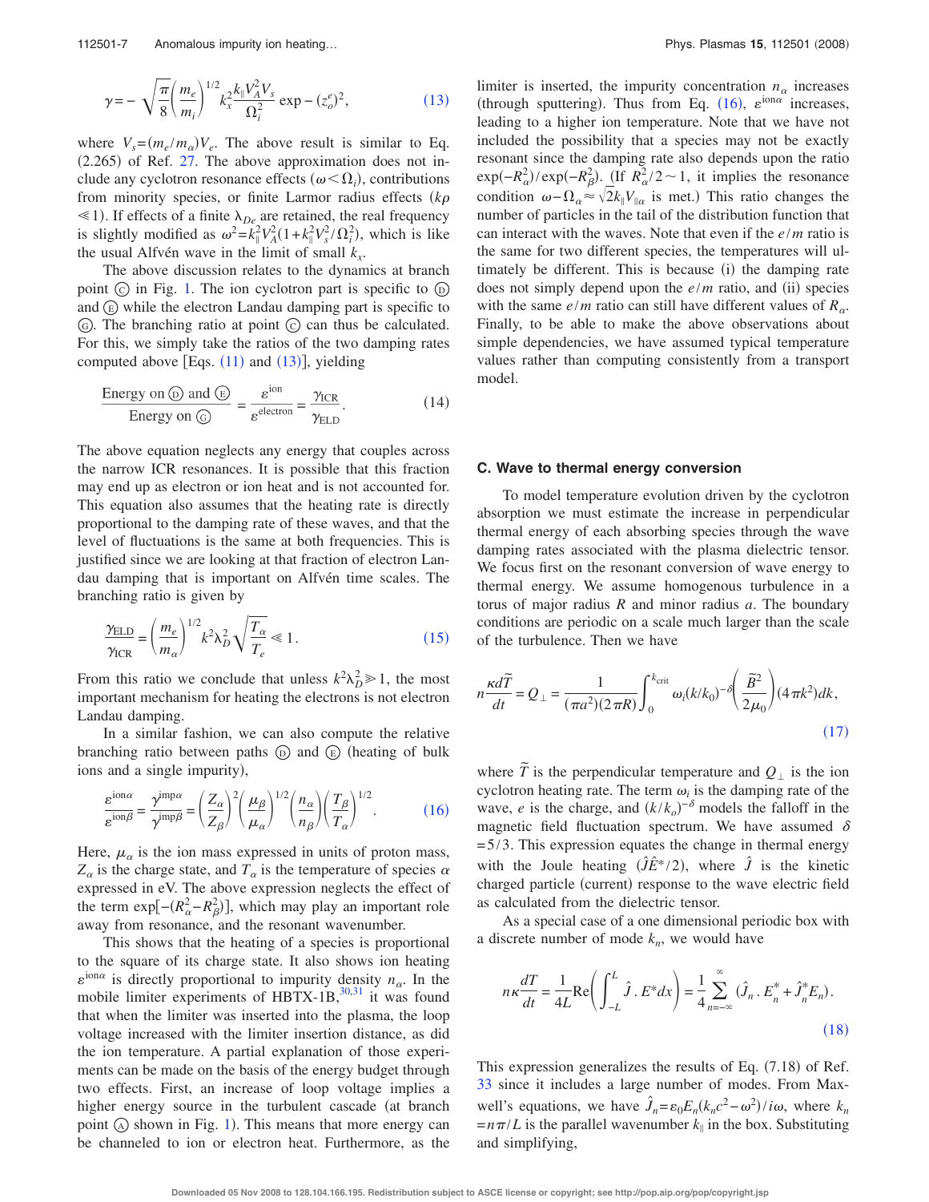$$\gamma = -\sqrt{\frac{\pi}{8}}\left(\frac{m_e}{m_i}\right)^{1/2} k_x^2 \frac{k_\parallel V_A^2 V_s}{\Omega_i^2} \exp -(z_o^e)^2, \tag{13}$$

where $V_s = (m_e/m_\alpha)V_e$. The above result is similar to Eq. (2.265) of Ref. 27. The above approximation does not include any cyclotron resonance effects ($\omega < \Omega_i$), contributions from minority species, or finite Larmor radius effects ($k\rho \ll 1$). If effects of a finite $\lambda_{De}$ are retained, the real frequency is slightly modified as $\omega^2 = k_\parallel^2 V_A^2 (1 + k_\parallel^2 V_s^2/\Omega_i^2)$, which is like the usual Alfvén wave in the limit of small $k_x$.

The above discussion relates to the dynamics at branch point Ⓒ in Fig. 1. The ion cyclotron part is specific to Ⓓ and Ⓔ while the electron Landau damping part is specific to Ⓖ. The branching ratio at point Ⓒ can thus be calculated. For this, we simply take the ratios of the two damping rates computed above [Eqs. (11) and (13)], yielding

$$\frac{\text{Energy on Ⓓ and Ⓔ}}{\text{Energy on Ⓖ}} = \frac{\varepsilon^{\text{ion}}}{\varepsilon^{\text{electron}}} = \frac{\gamma_{\text{ICR}}}{\gamma_{\text{ELD}}}. \tag{14}$$

The above equation neglects any energy that couples across the narrow ICR resonances. It is possible that this fraction may end up as electron or ion heat and is not accounted for. This equation also assumes that the heating rate is directly proportional to the damping rate of these waves, and that the level of fluctuations is the same at both frequencies. This is justified since we are looking at that fraction of electron Landau damping that is important on Alfvén time scales. The branching ratio is given by

$$\frac{\gamma_{\text{ELD}}}{\gamma_{\text{ICR}}} = \left(\frac{m_e}{m_\alpha}\right)^{1/2} k^2 \lambda_D^2 \sqrt{\frac{T_\alpha}{T_e}} \ll 1. \tag{15}$$

From this ratio we conclude that unless $k^2\lambda_D^2 \gg 1$, the most important mechanism for heating the electrons is not electron Landau damping.

In a similar fashion, we can also compute the relative branching ratio between paths Ⓓ and Ⓔ (heating of bulk ions and a single impurity),

$$\frac{\varepsilon^{\text{ion}\alpha}}{\varepsilon^{\text{ion}\beta}} = \frac{\gamma^{\text{imp}\alpha}}{\gamma^{\text{imp}\beta}} = \left(\frac{Z_\alpha}{Z_\beta}\right)^2 \left(\frac{\mu_\beta}{\mu_\alpha}\right)^{1/2} \left(\frac{n_\alpha}{n_\beta}\right) \left(\frac{T_\beta}{T_\alpha}\right)^{1/2}. \tag{16}$$

Here, $\mu_\alpha$ is the ion mass expressed in units of proton mass, $Z_\alpha$ is the charge state, and $T_\alpha$ is the temperature of species $\alpha$ expressed in eV. The above expression neglects the effect of the term $\exp[-(R_\alpha^2 - R_\beta^2)]$, which may play an important role away from resonance, and the resonant wavenumber.

This shows that the heating of a species is proportional to the square of its charge state. It also shows ion heating $\varepsilon^{\text{ion}\alpha}$ is directly proportional to impurity density $n_\alpha$. In the mobile limiter experiments of HBTX-1B,[30,31] it was found that when the limiter was inserted into the plasma, the loop voltage increased with the limiter insertion distance, as did the ion temperature. A partial explanation of those experiments can be made on the basis of the energy budget through two effects. First, an increase of loop voltage implies a higher energy source in the turbulent cascade (at branch point Ⓐ shown in Fig. 1). This means that more energy can be channeled to ion or electron heat. Furthermore, as the limiter is inserted, the impurity concentration $n_\alpha$ increases (through sputtering). Thus from Eq. (16), $\varepsilon^{\text{ion}\alpha}$ increases, leading to a higher ion temperature. Note that we have not included the possibility that a species may not be exactly resonant since the damping rate also depends upon the ratio $\exp(-R_\alpha^2)/\exp(-R_\beta^2)$. (If $R_\alpha^2/2 \sim 1$, it implies the resonance condition $\omega - \Omega_\alpha \approx \sqrt{2} k_\parallel V_{\parallel\alpha}$ is met.) This ratio changes the number of particles in the tail of the distribution function that can interact with the waves. Note that even if the $e/m$ ratio is the same for two different species, the temperatures will ultimately be different. This is because (i) the damping rate does not simply depend upon the $e/m$ ratio, and (ii) species with the same $e/m$ ratio can still have different values of $R_\alpha$. Finally, to be able to make the above observations about simple dependencies, we have assumed typical temperature values rather than computing consistently from a transport model.

### C. Wave to thermal energy conversion

To model temperature evolution driven by the cyclotron absorption we must estimate the increase in perpendicular thermal energy of each absorbing species through the wave damping rates associated with the plasma dielectric tensor. We focus first on the resonant conversion of wave energy to thermal energy. We assume homogenous turbulence in a torus of major radius $R$ and minor radius $a$. The boundary conditions are periodic on a scale much larger than the scale of the turbulence. Then we have

$$n\frac{\kappa d\tilde{T}}{dt} = Q_\perp = \frac{1}{(\pi a^2)(2\pi R)} \int_0^{k_{\text{crit}}} \omega_i (k/k_0)^{-\delta} \left(\frac{\tilde{B}^2}{2\mu_0}\right) (4\pi k^2) dk, \tag{17}$$

where $\tilde{T}$ is the perpendicular temperature and $Q_\perp$ is the ion cyclotron heating rate. The term $\omega_i$ is the damping rate of the wave, $e$ is the charge, and $(k/k_o)^{-\delta}$ models the falloff in the magnetic field fluctuation spectrum. We have assumed $\delta = 5/3$. This expression equates the change in thermal energy with the Joule heating $(\hat{J}\hat{E}^*/2)$, where $\hat{J}$ is the kinetic charged particle (current) response to the wave electric field as calculated from the dielectric tensor.

As a special case of a one dimensional periodic box with a discrete number of mode $k_n$, we would have

$$n\kappa\frac{dT}{dt} = \frac{1}{4L}\text{Re}\left(\int_{-L}^{L} \hat{J} \,.\, E^* dx\right) = \frac{1}{4}\sum_{n=-\infty}^{\infty} (\hat{J}_n \,.\, E_n^* + \hat{J}_n^* E_n). \tag{18}$$

This expression generalizes the results of Eq. (7.18) of Ref. 33 since it includes a large number of modes. From Maxwell's equations, we have $\hat{J}_n = \varepsilon_0 E_n (k_n c^2 - \omega^2)/i\omega$, where $k_n = n\pi/L$ is the parallel wavenumber $k_\parallel$ in the box. Substituting and simplifying,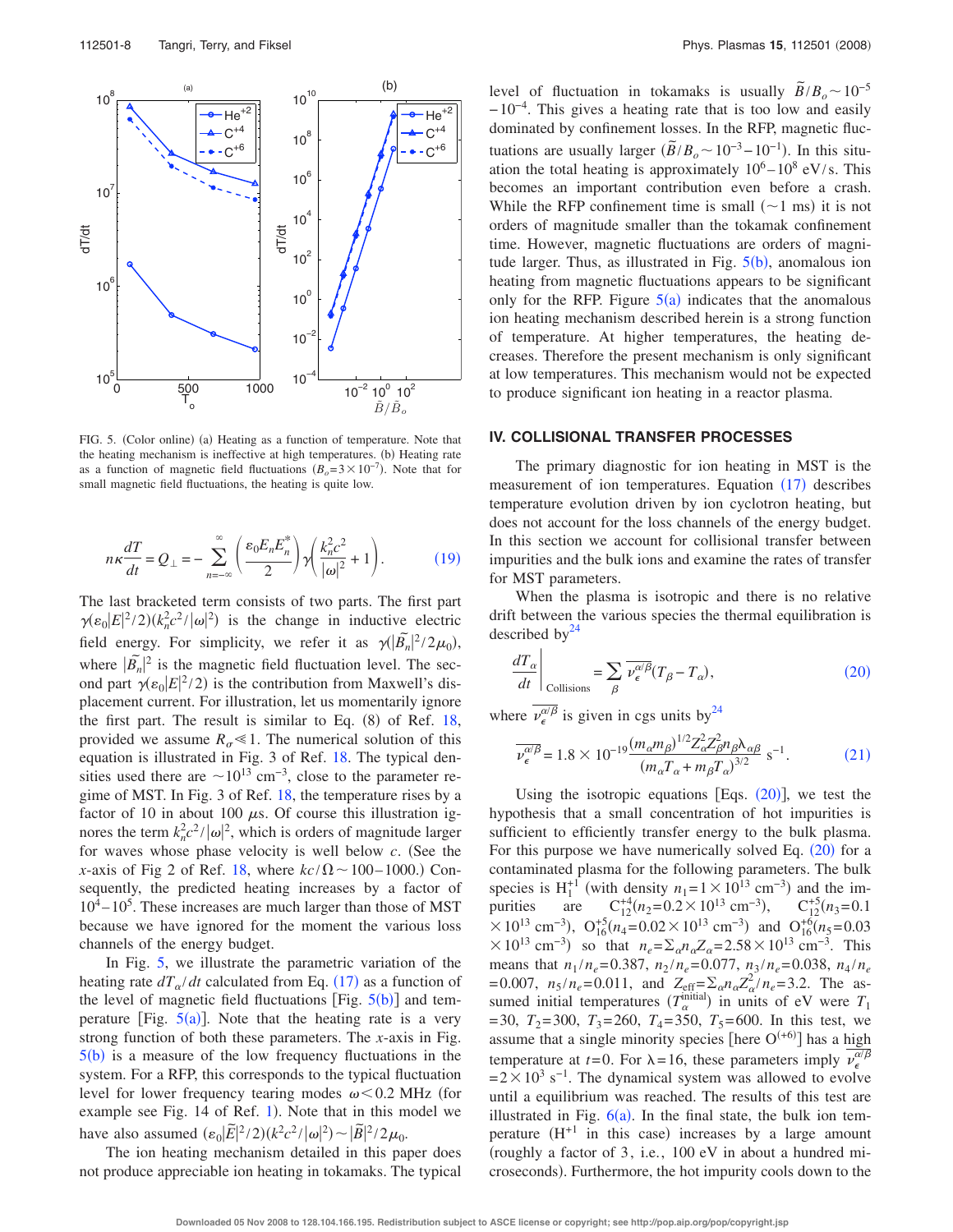FIG. 5. (Color online) (a) Heating as a function of temperature. Note that the heating mechanism is ineffective at high temperatures. (b) Heating rate as a function of magnetic field fluctuations ($B_o = 3\times 10^{-7}$). Note that for small magnetic field fluctuations, the heating is quite low.

$$n\kappa \frac{dT}{dt} = Q_{\perp} = -\sum_{n=-\infty}^{\infty}\left(\frac{\varepsilon_0 E_n E_n^*}{2}\right)\gamma\left(\frac{k_n^2 c^2}{|\omega|^2}+1\right). \quad (19)$$

The last bracketed term consists of two parts. The first part $\gamma(\varepsilon_0|E|^2/2)(k_n^2c^2/|\omega|^2)$ is the change in inductive electric field energy. For simplicity, we refer it as $\gamma(|\tilde{B}_n|^2/2\mu_0)$, where $|\tilde{B}_n|^2$ is the magnetic field fluctuation level. The second part $\gamma(\varepsilon_0|E|^2/2)$ is the contribution from Maxwell's displacement current. For illustration, let us momentarily ignore the first part. The result is similar to Eq. (8) of Ref. 18, provided we assume $R_\sigma \ll 1$. The numerical solution of this equation is illustrated in Fig. 3 of Ref. 18. The typical densities used there are $\sim 10^{13}$ cm$^{-3}$, close to the parameter regime of MST. In Fig. 3 of Ref. 18, the temperature rises by a factor of 10 in about 100 $\mu$s. Of course this illustration ignores the term $k_n^2c^2/|\omega|^2$, which is orders of magnitude larger for waves whose phase velocity is well below $c$. (See the $x$-axis of Fig 2 of Ref. 18, where $kc/\Omega \sim 100-1000$.) Consequently, the predicted heating increases by a factor of $10^4-10^5$. These increases are much larger than those of MST because we have ignored for the moment the various loss channels of the energy budget.

In Fig. 5, we illustrate the parametric variation of the heating rate $dT_\alpha/dt$ calculated from Eq. (17) as a function of the level of magnetic field fluctuations [Fig. 5(b)] and temperature [Fig. 5(a)]. Note that the heating rate is a very strong function of both these parameters. The $x$-axis in Fig. 5(b) is a measure of the low frequency fluctuations in the system. For a RFP, this corresponds to the typical fluctuation level for lower frequency tearing modes $\omega < 0.2$ MHz (for example see Fig. 14 of Ref. 1). Note that in this model we have also assumed $(\varepsilon_0|\tilde{E}|^2/2)(k^2c^2/|\omega|^2) \sim |\tilde{B}|^2/2\mu_0$.

The ion heating mechanism detailed in this paper does not produce appreciable ion heating in tokamaks. The typical level of fluctuation in tokamaks is usually $\tilde{B}/B_o \sim 10^{-5}-10^{-4}$. This gives a heating rate that is too low and easily dominated by confinement losses. In the RFP, magnetic fluctuations are usually larger ($\tilde{B}/B_o \sim 10^{-3}-10^{-1}$). In this situation the total heating is approximately $10^6-10^8$ eV/s. This becomes an important contribution even before a crash. While the RFP confinement time is small ($\sim 1$ ms) it is not orders of magnitude smaller than the tokamak confinement time. However, magnetic fluctuations are orders of magnitude larger. Thus, as illustrated in Fig. 5(b), anomalous ion heating from magnetic fluctuations appears to be significant only for the RFP. Figure 5(a) indicates that the anomalous ion heating mechanism described herein is a strong function of temperature. At higher temperatures, the heating decreases. Therefore the present mechanism is only significant at low temperatures. This mechanism would not be expected to produce significant ion heating in a reactor plasma.

## IV. COLLISIONAL TRANSFER PROCESSES

The primary diagnostic for ion heating in MST is the measurement of ion temperatures. Equation (17) describes temperature evolution driven by ion cyclotron heating, but does not account for the loss channels of the energy budget. In this section we account for collisional transfer between impurities and the bulk ions and examine the rates of transfer for MST parameters.

When the plasma is isotropic and there is no relative drift between the various species the thermal equilibration is described by[24]

$$\left.\frac{dT_\alpha}{dt}\right|_{\text{Collisions}} = \sum_\beta \overline{\nu_\epsilon^{\alpha/\beta}}(T_\beta - T_\alpha), \quad (20)$$

where $\overline{\nu_\epsilon^{\alpha/\beta}}$ is given in cgs units by[24]

$$\overline{\nu_\epsilon^{\alpha/\beta}} = 1.8\times 10^{-19}\frac{(m_\alpha m_\beta)^{1/2}Z_\alpha^2 Z_\beta^2 n_\beta \lambda_{\alpha\beta}}{(m_\alpha T_\alpha + m_\beta T_\alpha)^{3/2}}\ \text{s}^{-1}. \quad (21)$$

Using the isotropic equations [Eqs. (20)], we test the hypothesis that a small concentration of hot impurities is sufficient to efficiently transfer energy to the bulk plasma. For this purpose we have numerically solved Eq. (20) for a contaminated plasma for the following parameters. The bulk species is $H_1^{+1}$ (with density $n_1 = 1\times 10^{13}$ cm$^{-3}$) and the impurities are $C_{12}^{+4}$($n_2 = 0.2\times 10^{13}$ cm$^{-3}$), $C_{12}^{+5}$($n_3 = 0.1 \times 10^{13}$ cm$^{-3}$), $O_{16}^{+5}$($n_4 = 0.02\times 10^{13}$ cm$^{-3}$) and $O_{16}^{+6}$($n_5 = 0.03 \times 10^{13}$ cm$^{-3}$) so that $n_e = \Sigma_\alpha n_\alpha Z_\alpha = 2.58\times 10^{13}$ cm$^{-3}$. This means that $n_1/n_e = 0.387$, $n_2/n_e = 0.077$, $n_3/n_e = 0.038$, $n_4/n_e = 0.007$, $n_5/n_e = 0.011$, and $Z_{\text{eff}} = \Sigma_\alpha n_\alpha Z_\alpha^2/n_e = 3.2$. The assumed initial temperatures ($T_\alpha^{\text{initial}}$) in units of eV were $T_1 = 30$, $T_2 = 300$, $T_3 = 260$, $T_4 = 350$, $T_5 = 600$. In this test, we assume that a single minority species [here $O^{(+6)}$] has a high temperature at $t=0$. For $\lambda = 16$, these parameters imply $\overline{\nu_\epsilon^{\alpha/\beta}} = 2\times 10^3$ s$^{-1}$. The dynamical system was allowed to evolve until a equilibrium was reached. The results of this test are illustrated in Fig. 6(a). In the final state, the bulk ion temperature ($H^{+1}$ in this case) increases by a large amount (roughly a factor of 3, i.e., 100 eV in about a hundred microseconds). Furthermore, the hot impurity cools down to the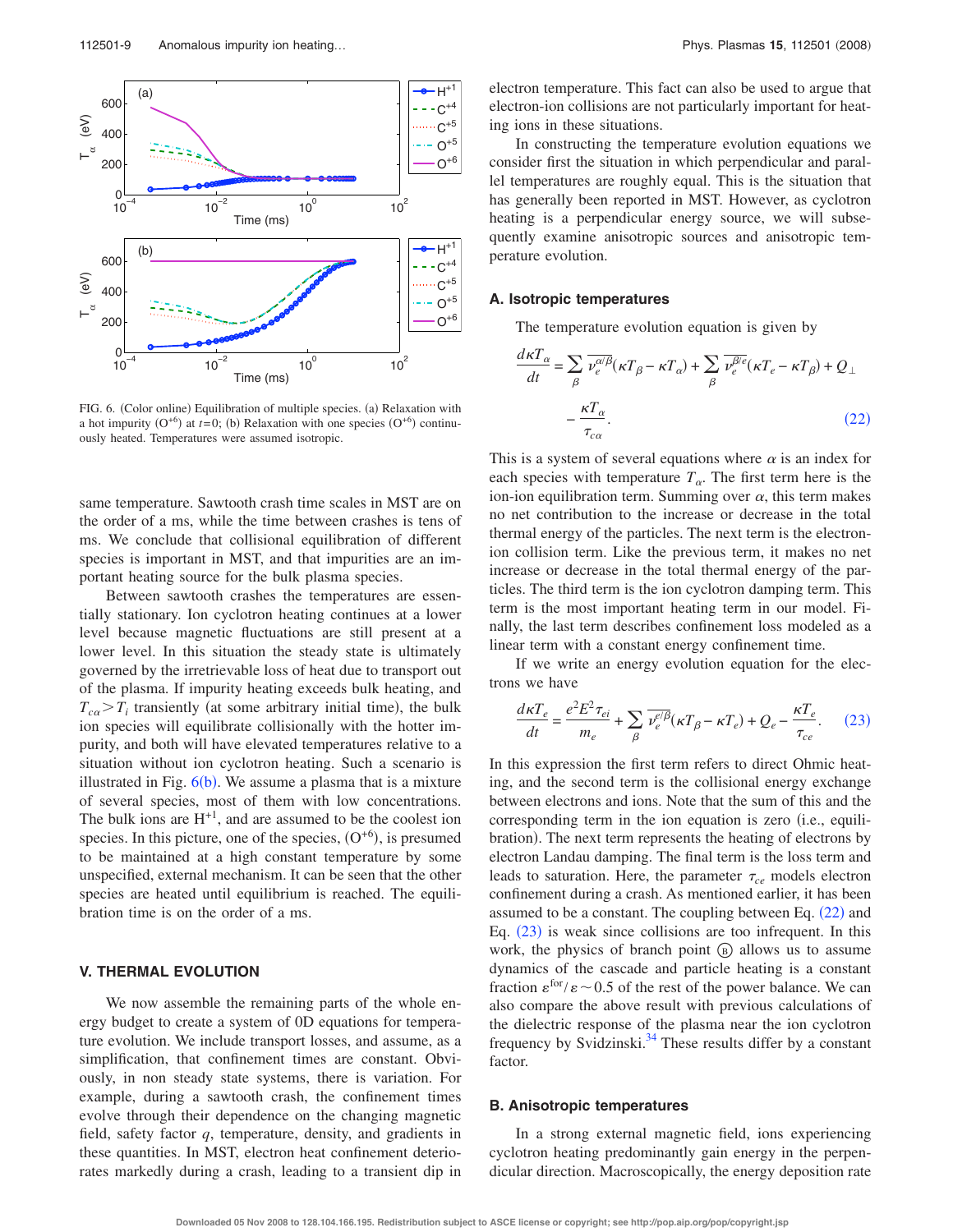FIG. 6. (Color online) Equilibration of multiple species. (a) Relaxation with a hot impurity ($O^{+6}$) at $t=0$; (b) Relaxation with one species ($O^{+6}$) continuously heated. Temperatures were assumed isotropic.

same temperature. Sawtooth crash time scales in MST are on the order of a ms, while the time between crashes is tens of ms. We conclude that collisional equilibration of different species is important in MST, and that impurities are an important heating source for the bulk plasma species.

Between sawtooth crashes the temperatures are essentially stationary. Ion cyclotron heating continues at a lower level because magnetic fluctuations are still present at a lower level. In this situation the steady state is ultimately governed by the irretrievable loss of heat due to transport out of the plasma. If impurity heating exceeds bulk heating, and $T_{c\alpha} > T_i$ transiently (at some arbitrary initial time), the bulk ion species will equilibrate collisionally with the hotter impurity, and both will have elevated temperatures relative to a situation without ion cyclotron heating. Such a scenario is illustrated in Fig. 6(b). We assume a plasma that is a mixture of several species, most of them with low concentrations. The bulk ions are $H^{+1}$, and are assumed to be the coolest ion species. In this picture, one of the species, ($O^{+6}$), is presumed to be maintained at a high constant temperature by some unspecified, external mechanism. It can be seen that the other species are heated until equilibrium is reached. The equilibration time is on the order of a ms.

## V. THERMAL EVOLUTION

We now assemble the remaining parts of the whole energy budget to create a system of 0D equations for temperature evolution. We include transport losses, and assume, as a simplification, that confinement times are constant. Obviously, in non steady state systems, there is variation. For example, during a sawtooth crash, the confinement times evolve through their dependence on the changing magnetic field, safety factor $q$, temperature, density, and gradients in these quantities. In MST, electron heat confinement deteriorates markedly during a crash, leading to a transient dip in electron temperature. This fact can also be used to argue that electron-ion collisions are not particularly important for heating ions in these situations.

In constructing the temperature evolution equations we consider first the situation in which perpendicular and parallel temperatures are roughly equal. This is the situation that has generally been reported in MST. However, as cyclotron heating is a perpendicular energy source, we will subsequently examine anisotropic sources and anisotropic temperature evolution.

### A. Isotropic temperatures

The temperature evolution equation is given by

$$\frac{d\kappa T_\alpha}{dt} = \sum_\beta \overline{\nu_e^{\alpha/\beta}}(\kappa T_\beta - \kappa T_\alpha) + \sum_\beta \overline{\nu_e^{\beta/e}}(\kappa T_e - \kappa T_\beta) + Q_\perp - \frac{\kappa T_\alpha}{\tau_{c\alpha}}. \quad (22)$$

This is a system of several equations where $\alpha$ is an index for each species with temperature $T_\alpha$. The first term here is the ion-ion equilibration term. Summing over $\alpha$, this term makes no net contribution to the increase or decrease in the total thermal energy of the particles. The next term is the electron-ion collision term. Like the previous term, it makes no net increase or decrease in the total thermal energy of the particles. The third term is the ion cyclotron damping term. This term is the most important heating term in our model. Finally, the last term describes confinement loss modeled as a linear term with a constant energy confinement time.

If we write an energy evolution equation for the electrons we have

$$\frac{d\kappa T_e}{dt} = \frac{e^2 E^2 \tau_{ei}}{m_e} + \sum_\beta \overline{\nu_e^{e/\beta}}(\kappa T_\beta - \kappa T_e) + Q_e - \frac{\kappa T_e}{\tau_{ce}}. \quad (23)$$

In this expression the first term refers to direct Ohmic heating, and the second term is the collisional energy exchange between electrons and ions. Note that the sum of this and the corresponding term in the ion equation is zero (i.e., equilibration). The next term represents the heating of electrons by electron Landau damping. The final term is the loss term and leads to saturation. Here, the parameter $\tau_{ce}$ models electron confinement during a crash. As mentioned earlier, it has been assumed to be a constant. The coupling between Eq. (22) and Eq. (23) is weak since collisions are too infrequent. In this work, the physics of branch point Ⓑ allows us to assume dynamics of the cascade and particle heating is a constant fraction $\varepsilon^{\text{for}}/\varepsilon \sim 0.5$ of the rest of the power balance. We can also compare the above result with previous calculations of the dielectric response of the plasma near the ion cyclotron frequency by Svidzinski.[34] These results differ by a constant factor.

### B. Anisotropic temperatures

In a strong external magnetic field, ions experiencing cyclotron heating predominantly gain energy in the perpendicular direction. Macroscopically, the energy deposition rate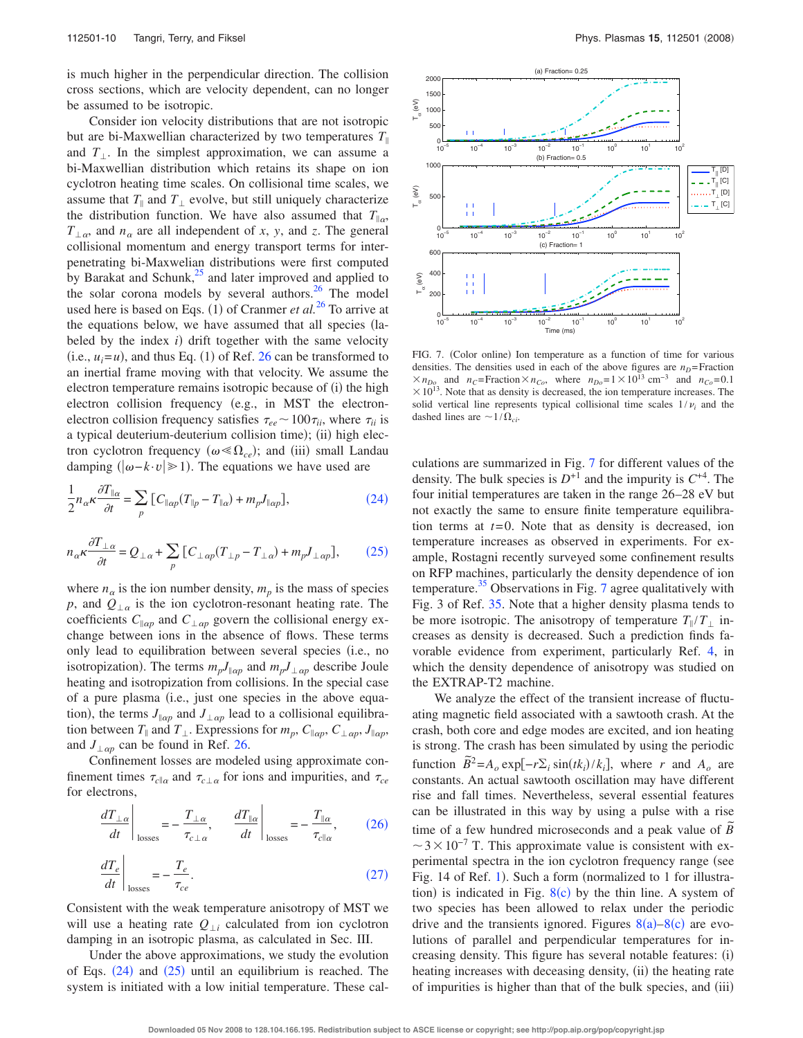is much higher in the perpendicular direction. The collision cross sections, which are velocity dependent, can no longer be assumed to be isotropic.

Consider ion velocity distributions that are not isotropic but are bi-Maxwellian characterized by two temperatures $T_{\parallel}$ and $T_{\perp}$. In the simplest approximation, we can assume a bi-Maxwellian distribution which retains its shape on ion cyclotron heating time scales. On collisional time scales, we assume that $T_{\parallel}$ and $T_{\perp}$ evolve, but still uniquely characterize the distribution function. We have also assumed that $T_{\parallel\alpha}$, $T_{\perp\alpha}$, and $n_{\alpha}$ are all independent of $x$, $y$, and $z$. The general collisional momentum and energy transport terms for interpenetrating bi-Maxwellian distributions were first computed by Barakat and Schunk,[25] and later improved and applied to the solar corona models by several authors.[26] The model used here is based on Eqs. (1) of Cranmer *et al.*[26] To arrive at the equations below, we have assumed that all species (labeled by the index $i$) drift together with the same velocity (i.e., $u_i=u$), and thus Eq. (1) of Ref. 26 can be transformed to an inertial frame moving with that velocity. We assume the electron temperature remains isotropic because of (i) the high electron collision frequency (e.g., in MST the electron-electron collision frequency satisfies $\tau_{ee}\sim 100\tau_{ii}$, where $\tau_{ii}$ is a typical deuterium-deuterium collision time); (ii) high electron cyclotron frequency ($\omega \ll \Omega_{ce}$); and (iii) small Landau damping ($|\omega - k\cdot v| \gg 1$). The equations we have used are

$$\frac{1}{2}n_{\alpha}\kappa\frac{\partial T_{\parallel\alpha}}{\partial t} = \sum_{p}\left[C_{\parallel\alpha p}(T_{\parallel p}-T_{\parallel\alpha}) + m_p J_{\parallel\alpha p}\right], \tag{24}$$

$$n_{\alpha}\kappa\frac{\partial T_{\perp\alpha}}{\partial t} = Q_{\perp\alpha} + \sum_{p}\left[C_{\perp\alpha p}(T_{\perp p}-T_{\perp\alpha}) + m_p J_{\perp\alpha p}\right], \tag{25}$$

where $n_{\alpha}$ is the ion number density, $m_p$ is the mass of species $p$, and $Q_{\perp\alpha}$ is the ion cyclotron-resonant heating rate. The coefficients $C_{\parallel\alpha p}$ and $C_{\perp\alpha p}$ govern the collisional energy exchange between ions in the absence of flows. These terms only lead to equilibration between several species (i.e., no isotropization). The terms $m_pJ_{\parallel\alpha p}$ and $m_pJ_{\perp\alpha p}$ describe Joule heating and isotropization from collisions. In the special case of a pure plasma (i.e., just one species in the above equation), the terms $J_{\parallel\alpha p}$ and $J_{\perp\alpha p}$ lead to a collisional equilibration between $T_{\parallel}$ and $T_{\perp}$. Expressions for $m_p$, $C_{\parallel\alpha p}$, $C_{\perp\alpha p}$, $J_{\parallel\alpha p}$, and $J_{\perp\alpha p}$ can be found in Ref. 26.

Confinement losses are modeled using approximate confinement times $\tau_{c\parallel\alpha}$ and $\tau_{c\perp\alpha}$ for ions and impurities, and $\tau_{ce}$ for electrons,

$$\left.\frac{dT_{\perp\alpha}}{dt}\right|_{\text{losses}} = -\frac{T_{\perp\alpha}}{\tau_{c\perp\alpha}}, \qquad \left.\frac{dT_{\parallel\alpha}}{dt}\right|_{\text{losses}} = -\frac{T_{\parallel\alpha}}{\tau_{c\parallel\alpha}}, \tag{26}$$

$$\left.\frac{dT_e}{dt}\right|_{\text{losses}} = -\frac{T_e}{\tau_{ce}}. \tag{27}$$

Consistent with the weak temperature anisotropy of MST we will use a heating rate $Q_{\perp i}$ calculated from ion cyclotron damping in an isotropic plasma, as calculated in Sec. III.

Under the above approximations, we study the evolution of Eqs. (24) and (25) until an equilibrium is reached. The system is initiated with a low initial temperature. These calculations are summarized in Fig. 7 for different values of the density. The bulk species is $D^{+1}$ and the impurity is $C^{+4}$. The four initial temperatures are taken in the range 26–28 eV but not exactly the same to ensure finite temperature equilibration terms at $t=0$. Note that as density is decreased, ion temperature increases as observed in experiments. For example, Rostagni recently surveyed some confinement results on RFP machines, particularly the density dependence of ion temperature.[35] Observations in Fig. 7 agree qualitatively with Fig. 3 of Ref. 35. Note that a higher density plasma tends to be more isotropic. The anisotropy of temperature $T_{\parallel}/T_{\perp}$ increases as density is decreased. Such a prediction finds favorable evidence from experiment, particularly Ref. 4, in which the density dependence of anisotropy was studied on the EXTRAP-T2 machine.

FIG. 7. (Color online) Ion temperature as a function of time for various densities. The densities used in each of the above figures are $n_D=\text{Fraction}\times n_{Do}$ and $n_C=\text{Fraction}\times n_{Co}$, where $n_{Do}=1\times 10^{13}\ \text{cm}^{-3}$ and $n_{Co}=0.1\times 10^{13}$. Note that as density is decreased, the ion temperature increases. The solid vertical line represents typical collisional time scales $1/\nu_i$ and the dashed lines are $\sim 1/\Omega_{ci}$.

We analyze the effect of the transient increase of fluctuating magnetic field associated with a sawtooth crash. At the crash, both core and edge modes are excited, and ion heating is strong. The crash has been simulated by using the periodic function $\tilde{B}^2 = A_o \exp[-r\Sigma_i \sin(tk_i)/k_i]$, where $r$ and $A_o$ are constants. An actual sawtooth oscillation may have different rise and fall times. Nevertheless, several essential features can be illustrated in this way by using a pulse with a rise time of a few hundred microseconds and a peak value of $\tilde{B}\sim 3\times 10^{-7}$ T. This approximate value is consistent with experimental spectra in the ion cyclotron frequency range (see Fig. 14 of Ref. 1). Such a form (normalized to 1 for illustration) is indicated in Fig. 8(c) by the thin line. A system of two species has been allowed to relax under the periodic drive and the transients ignored. Figures 8(a)–8(c) are evolutions of parallel and perpendicular temperatures for increasing density. This figure has several notable features: (i) heating increases with deceasing density, (ii) the heating rate of impurities is higher than that of the bulk species, and (iii)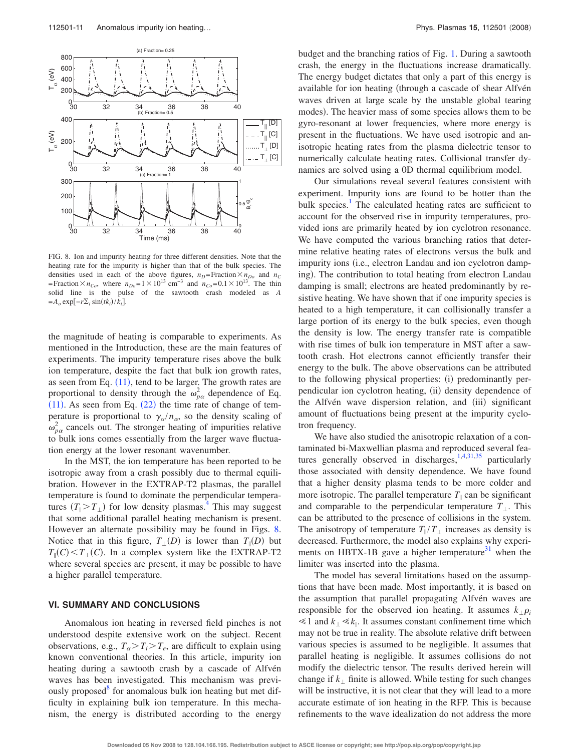FIG. 8. Ion and impurity heating for three different densities. Note that the heating rate for the impurity is higher than that of the bulk species. The densities used in each of the above figures, $n_D$=Fraction$\times n_{Do}$ and $n_C$=Fraction$\times n_{Co}$, where $n_{Do}=1\times 10^{13}$ cm$^{-3}$ and $n_{Co}=0.1\times 10^{13}$. The thin solid line is the pulse of the sawtooth crash modeled as $A = A_o \exp[-r\Sigma_i \sin(tk_i)/k_i]$.

the magnitude of heating is comparable to experiments. As mentioned in the Introduction, these are the main features of experiments. The impurity temperature rises above the bulk ion temperature, despite the fact that bulk ion growth rates, as seen from Eq. (11), tend to be larger. The growth rates are proportional to density through the $\omega_{p\alpha}^2$ dependence of Eq. (11). As seen from Eq. (22) the time rate of change of temperature is proportional to $\gamma_\alpha/n_\alpha$, so the density scaling of $\omega_{p\alpha}^2$ cancels out. The stronger heating of impurities relative to bulk ions comes essentially from the larger wave fluctuation energy at the lower resonant wavenumber.

In the MST, the ion temperature has been reported to be isotropic away from a crash possibly due to thermal equilibration. However in the EXTRAP-T2 plasmas, the parallel temperature is found to dominate the perpendicular temperatures ($T_\parallel > T_\perp$) for low density plasmas.[4] This may suggest that some additional parallel heating mechanism is present. However an alternate possibility may be found in Figs. 8. Notice that in this figure, $T_\perp(D)$ is lower than $T_\parallel(D)$ but $T_\parallel(C) < T_\perp(C)$. In a complex system like the EXTRAP-T2 where several species are present, it may be possible to have a higher parallel temperature.

## VI. SUMMARY AND CONCLUSIONS

Anomalous ion heating in reversed field pinches is not understood despite extensive work on the subject. Recent observations, e.g., $T_\alpha > T_i > T_e$, are difficult to explain using known conventional theories. In this article, impurity ion heating during a sawtooth crash by a cascade of Alfvén waves has been investigated. This mechanism was previously proposed[8] for anomalous bulk ion heating but met difficulty in explaining bulk ion temperature. In this mechanism, the energy is distributed according to the energy budget and the branching ratios of Fig. 1. During a sawtooth crash, the energy in the fluctuations increase dramatically. The energy budget dictates that only a part of this energy is available for ion heating (through a cascade of shear Alfvén waves driven at large scale by the unstable global tearing modes). The heavier mass of some species allows them to be gyro-resonant at lower frequencies, where more energy is present in the fluctuations. We have used isotropic and anisotropic heating rates from the plasma dielectric tensor to numerically calculate heating rates. Collisional transfer dynamics are solved using a 0D thermal equilibrium model.

Our simulations reveal several features consistent with experiment. Impurity ions are found to be hotter than the bulk species.[1] The calculated heating rates are sufficient to account for the observed rise in impurity temperatures, provided ions are primarily heated by ion cyclotron resonance. We have computed the various branching ratios that determine relative heating rates of electrons versus the bulk and impurity ions (i.e., electron Landau and ion cyclotron damping). The contribution to total heating from electron Landau damping is small; electrons are heated predominantly by resistive heating. We have shown that if one impurity species is heated to a high temperature, it can collisionally transfer a large portion of its energy to the bulk species, even though the density is low. The energy transfer rate is compatible with rise times of bulk ion temperature in MST after a sawtooth crash. Hot electrons cannot efficiently transfer their energy to the bulk. The above observations can be attributed to the following physical properties: (i) predominantly perpendicular ion cyclotron heating, (ii) density dependence of the Alfvén wave dispersion relation, and (iii) significant amount of fluctuations being present at the impurity cyclotron frequency.

We have also studied the anisotropic relaxation of a contaminated bi-Maxwellian plasma and reproduced several features generally observed in discharges,[1,4,31,35] particularly those associated with density dependence. We have found that a higher density plasma tends to be more colder and more isotropic. The parallel temperature $T_\parallel$ can be significant and comparable to the perpendicular temperature $T_\perp$. This can be attributed to the presence of collisions in the system. The anisotropy of temperature $T_\parallel/T_\perp$ increases as density is decreased. Furthermore, the model also explains why experiments on HBTX-1B gave a higher temperature[31] when the limiter was inserted into the plasma.

The model has several limitations based on the assumptions that have been made. Most importantly, it is based on the assumption that parallel propagating Alfvén waves are responsible for the observed ion heating. It assumes $k_\perp \rho_i \ll 1$ and $k_\perp \ll k_\parallel$. It assumes constant confinement time which may not be true in reality. The absolute relative drift between various species is assumed to be negligible. It assumes that parallel heating is negligible. It assumes collisions do not modify the dielectric tensor. The results derived herein will change if $k_\perp$ finite is allowed. While testing for such changes will be instructive, it is not clear that they will lead to a more accurate estimate of ion heating in the RFP. This is because refinements to the wave idealization do not address the more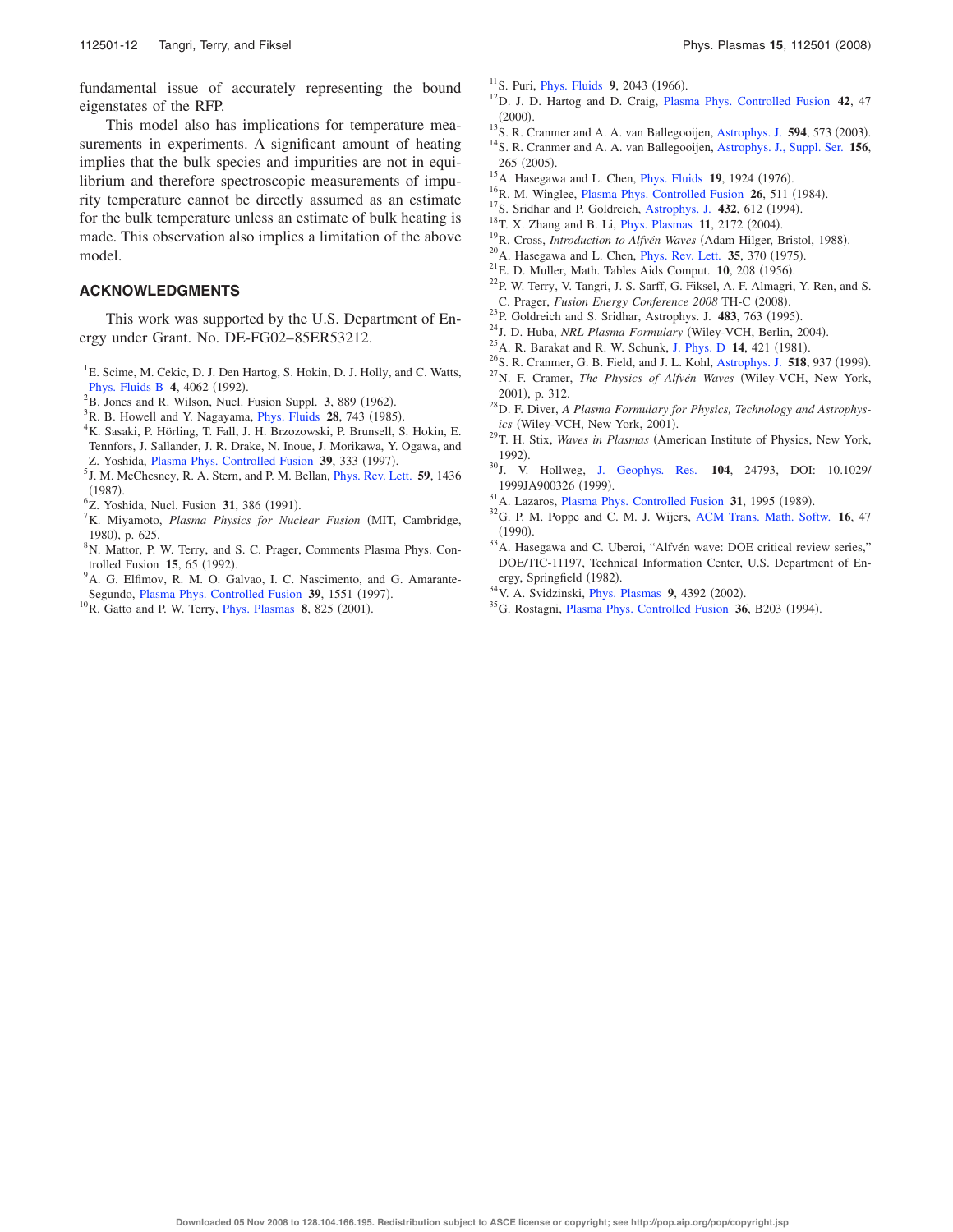fundamental issue of accurately representing the bound eigenstates of the RFP.

This model also has implications for temperature measurements in experiments. A significant amount of heating implies that the bulk species and impurities are not in equilibrium and therefore spectroscopic measurements of impurity temperature cannot be directly assumed as an estimate for the bulk temperature unless an estimate of bulk heating is made. This observation also implies a limitation of the above model.

## ACKNOWLEDGMENTS

This work was supported by the U.S. Department of Energy under Grant. No. DE-FG02–85ER53212.

[1] E. Scime, M. Cekic, D. J. Den Hartog, S. Hokin, D. J. Holly, and C. Watts, Phys. Fluids B **4**, 4062 (1992).

[2] B. Jones and R. Wilson, Nucl. Fusion Suppl. **3**, 889 (1962).

[3] R. B. Howell and Y. Nagayama, Phys. Fluids **28**, 743 (1985).

[4] K. Sasaki, P. Hörling, T. Fall, J. H. Brzozowski, P. Brunsell, S. Hokin, E. Tennfors, J. Sallander, J. R. Drake, N. Inoue, J. Morikawa, Y. Ogawa, and Z. Yoshida, Plasma Phys. Controlled Fusion **39**, 333 (1997).

[5] J. M. McChesney, R. A. Stern, and P. M. Bellan, Phys. Rev. Lett. **59**, 1436 (1987).

[6] Z. Yoshida, Nucl. Fusion **31**, 386 (1991).

[7] K. Miyamoto, *Plasma Physics for Nuclear Fusion* (MIT, Cambridge, 1980), p. 625.

[8] N. Mattor, P. W. Terry, and S. C. Prager, Comments Plasma Phys. Controlled Fusion **15**, 65 (1992).

[9] A. G. Elfimov, R. M. O. Galvao, I. C. Nascimento, and G. Amarante-Segundo, Plasma Phys. Controlled Fusion **39**, 1551 (1997).

[10] R. Gatto and P. W. Terry, Phys. Plasmas **8**, 825 (2001).

[11] S. Puri, Phys. Fluids **9**, 2043 (1966).

[12] D. J. D. Hartog and D. Craig, Plasma Phys. Controlled Fusion **42**, 47 (2000).

[13] S. R. Cranmer and A. A. van Ballegooijen, Astrophys. J. **594**, 573 (2003).

[14] S. R. Cranmer and A. A. van Ballegooijen, Astrophys. J., Suppl. Ser. **156**, 265 (2005).

[15] A. Hasegawa and L. Chen, Phys. Fluids **19**, 1924 (1976).

[16] R. M. Winglee, Plasma Phys. Controlled Fusion **26**, 511 (1984).

[17] S. Sridhar and P. Goldreich, Astrophys. J. **432**, 612 (1994).

[18] T. X. Zhang and B. Li, Phys. Plasmas **11**, 2172 (2004).

[19] R. Cross, *Introduction to Alfvén Waves* (Adam Hilger, Bristol, 1988).

[20] A. Hasegawa and L. Chen, Phys. Rev. Lett. **35**, 370 (1975).

[21] E. D. Muller, Math. Tables Aids Comput. **10**, 208 (1956).

[22] P. W. Terry, V. Tangri, J. S. Sarff, G. Fiksel, A. F. Almagri, Y. Ren, and S. C. Prager, *Fusion Energy Conference 2008* TH-C (2008).

[23] P. Goldreich and S. Sridhar, Astrophys. J. **483**, 763 (1995).

[24] J. D. Huba, *NRL Plasma Formulary* (Wiley-VCH, Berlin, 2004).

[25] A. R. Barakat and R. W. Schunk, J. Phys. D **14**, 421 (1981).

[26] S. R. Cranmer, G. B. Field, and J. L. Kohl, Astrophys. J. **518**, 937 (1999).

[27] N. F. Cramer, *The Physics of Alfvén Waves* (Wiley-VCH, New York, 2001), p. 312.

[28] D. F. Diver, *A Plasma Formulary for Physics, Technology and Astrophysics* (Wiley-VCH, New York, 2001).

[29] T. H. Stix, *Waves in Plasmas* (American Institute of Physics, New York, 1992).

[30] J. V. Hollweg, J. Geophys. Res. **104**, 24793, DOI: 10.1029/1999JA900326 (1999).

[31] A. Lazaros, Plasma Phys. Controlled Fusion **31**, 1995 (1989).

[32] G. P. M. Poppe and C. M. J. Wijers, ACM Trans. Math. Softw. **16**, 47 (1990).

[33] A. Hasegawa and C. Uberoi, "Alfvén wave: DOE critical review series," DOE/TIC-11197, Technical Information Center, U.S. Department of Energy, Springfield (1982).

[34] V. A. Svidzinski, Phys. Plasmas **9**, 4392 (2002).

[35] G. Rostagni, Plasma Phys. Controlled Fusion **36**, B203 (1994).